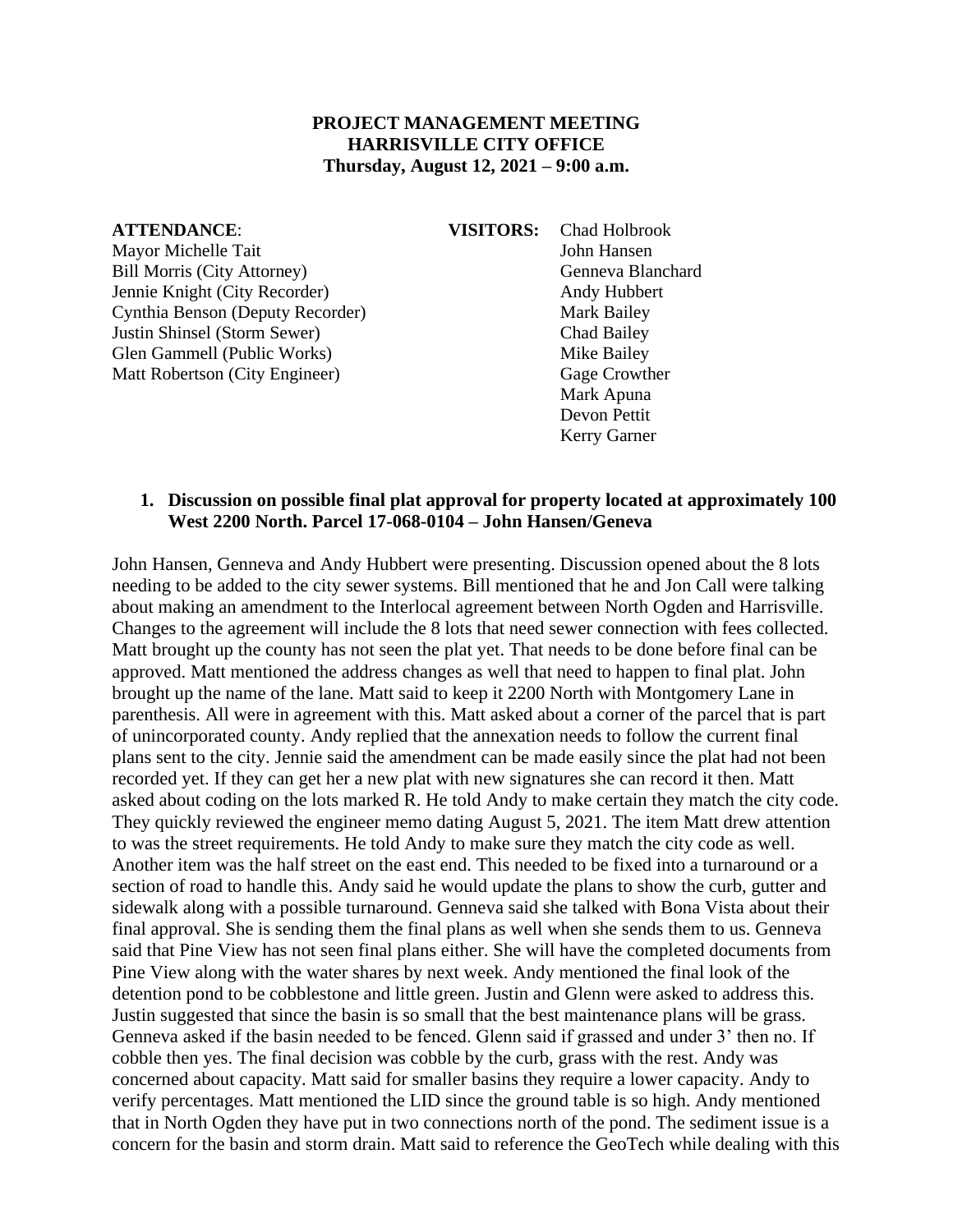**PROJECT MANAGEMENT MEETING**
**HARRISVILLE CITY OFFICE**
**Thursday, August 12, 2021 – 9:00 a.m.**

**ATTENDANCE**:
Mayor Michelle Tait
Bill Morris (City Attorney)
Jennie Knight (City Recorder)
Cynthia Benson (Deputy Recorder)
Justin Shinsel (Storm Sewer)
Glen Gammell (Public Works)
Matt Robertson (City Engineer)

**VISITORS:**
Chad Holbrook
John Hansen
Genneva Blanchard
Andy Hubbert
Mark Bailey
Chad Bailey
Mike Bailey
Gage Crowther
Mark Apuna
Devon Pettit
Kerry Garner

1. **Discussion on possible final plat approval for property located at approximately 100 West 2200 North. Parcel 17-068-0104 – John Hansen/Geneva**

John Hansen, Genneva and Andy Hubbert were presenting. Discussion opened about the 8 lots needing to be added to the city sewer systems. Bill mentioned that he and Jon Call were talking about making an amendment to the Interlocal agreement between North Ogden and Harrisville. Changes to the agreement will include the 8 lots that need sewer connection with fees collected. Matt brought up the county has not seen the plat yet. That needs to be done before final can be approved. Matt mentioned the address changes as well that need to happen to final plat. John brought up the name of the lane. Matt said to keep it 2200 North with Montgomery Lane in parenthesis. All were in agreement with this. Matt asked about a corner of the parcel that is part of unincorporated county. Andy replied that the annexation needs to follow the current final plans sent to the city. Jennie said the amendment can be made easily since the plat had not been recorded yet. If they can get her a new plat with new signatures she can record it then. Matt asked about coding on the lots marked R. He told Andy to make certain they match the city code. They quickly reviewed the engineer memo dating August 5, 2021. The item Matt drew attention to was the street requirements. He told Andy to make sure they match the city code as well. Another item was the half street on the east end. This needed to be fixed into a turnaround or a section of road to handle this. Andy said he would update the plans to show the curb, gutter and sidewalk along with a possible turnaround. Genneva said she talked with Bona Vista about their final approval. She is sending them the final plans as well when she sends them to us. Genneva said that Pine View has not seen final plans either. She will have the completed documents from Pine View along with the water shares by next week. Andy mentioned the final look of the detention pond to be cobblestone and little green. Justin and Glenn were asked to address this. Justin suggested that since the basin is so small that the best maintenance plans will be grass. Genneva asked if the basin needed to be fenced. Glenn said if grassed and under 3' then no. If cobble then yes. The final decision was cobble by the curb, grass with the rest. Andy was concerned about capacity. Matt said for smaller basins they require a lower capacity. Andy to verify percentages. Matt mentioned the LID since the ground table is so high. Andy mentioned that in North Ogden they have put in two connections north of the pond. The sediment issue is a concern for the basin and storm drain. Matt said to reference the GeoTech while dealing with this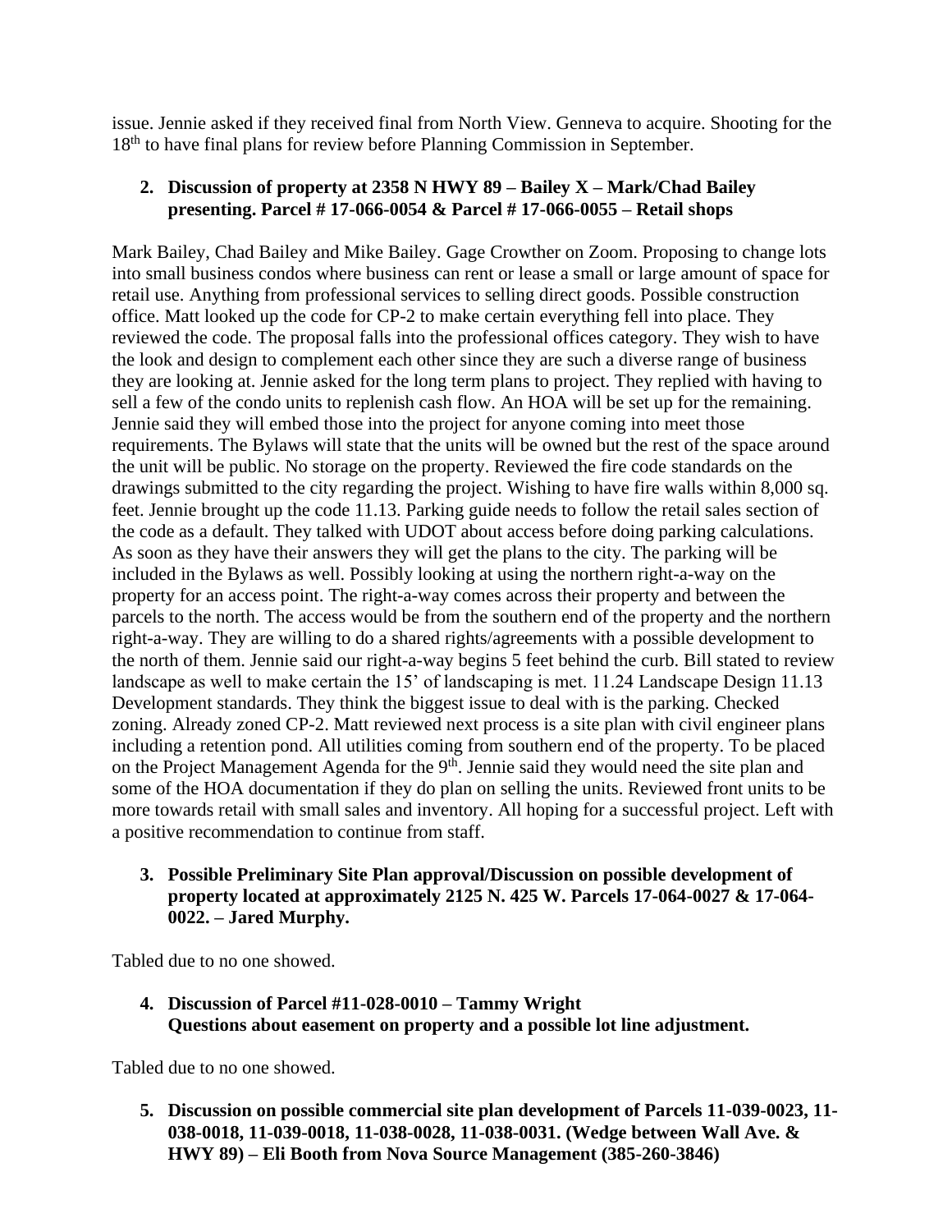issue. Jennie asked if they received final from North View. Genneva to acquire. Shooting for the 18th to have final plans for review before Planning Commission in September.

2. **Discussion of property at 2358 N HWY 89 – Bailey X – Mark/Chad Bailey presenting. Parcel # 17-066-0054 & Parcel # 17-066-0055 – Retail shops**

Mark Bailey, Chad Bailey and Mike Bailey. Gage Crowther on Zoom. Proposing to change lots into small business condos where business can rent or lease a small or large amount of space for retail use. Anything from professional services to selling direct goods. Possible construction office. Matt looked up the code for CP-2 to make certain everything fell into place. They reviewed the code. The proposal falls into the professional offices category. They wish to have the look and design to complement each other since they are such a diverse range of business they are looking at. Jennie asked for the long term plans to project. They replied with having to sell a few of the condo units to replenish cash flow. An HOA will be set up for the remaining. Jennie said they will embed those into the project for anyone coming into meet those requirements. The Bylaws will state that the units will be owned but the rest of the space around the unit will be public. No storage on the property. Reviewed the fire code standards on the drawings submitted to the city regarding the project. Wishing to have fire walls within 8,000 sq. feet. Jennie brought up the code 11.13. Parking guide needs to follow the retail sales section of the code as a default. They talked with UDOT about access before doing parking calculations. As soon as they have their answers they will get the plans to the city. The parking will be included in the Bylaws as well. Possibly looking at using the northern right-a-way on the property for an access point. The right-a-way comes across their property and between the parcels to the north. The access would be from the southern end of the property and the northern right-a-way. They are willing to do a shared rights/agreements with a possible development to the north of them. Jennie said our right-a-way begins 5 feet behind the curb. Bill stated to review landscape as well to make certain the 15' of landscaping is met. 11.24 Landscape Design 11.13 Development standards. They think the biggest issue to deal with is the parking. Checked zoning. Already zoned CP-2. Matt reviewed next process is a site plan with civil engineer plans including a retention pond. All utilities coming from southern end of the property. To be placed on the Project Management Agenda for the 9th. Jennie said they would need the site plan and some of the HOA documentation if they do plan on selling the units. Reviewed front units to be more towards retail with small sales and inventory. All hoping for a successful project. Left with a positive recommendation to continue from staff.

3. **Possible Preliminary Site Plan approval/Discussion on possible development of property located at approximately 2125 N. 425 W. Parcels 17-064-0027 & 17-064-0022. – Jared Murphy.**

Tabled due to no one showed.

4. **Discussion of Parcel #11-028-0010 – Tammy Wright**
   **Questions about easement on property and a possible lot line adjustment.**

Tabled due to no one showed.

5. **Discussion on possible commercial site plan development of Parcels 11-039-0023, 11-038-0018, 11-039-0018, 11-038-0028, 11-038-0031. (Wedge between Wall Ave. & HWY 89) – Eli Booth from Nova Source Management (385-260-3846)**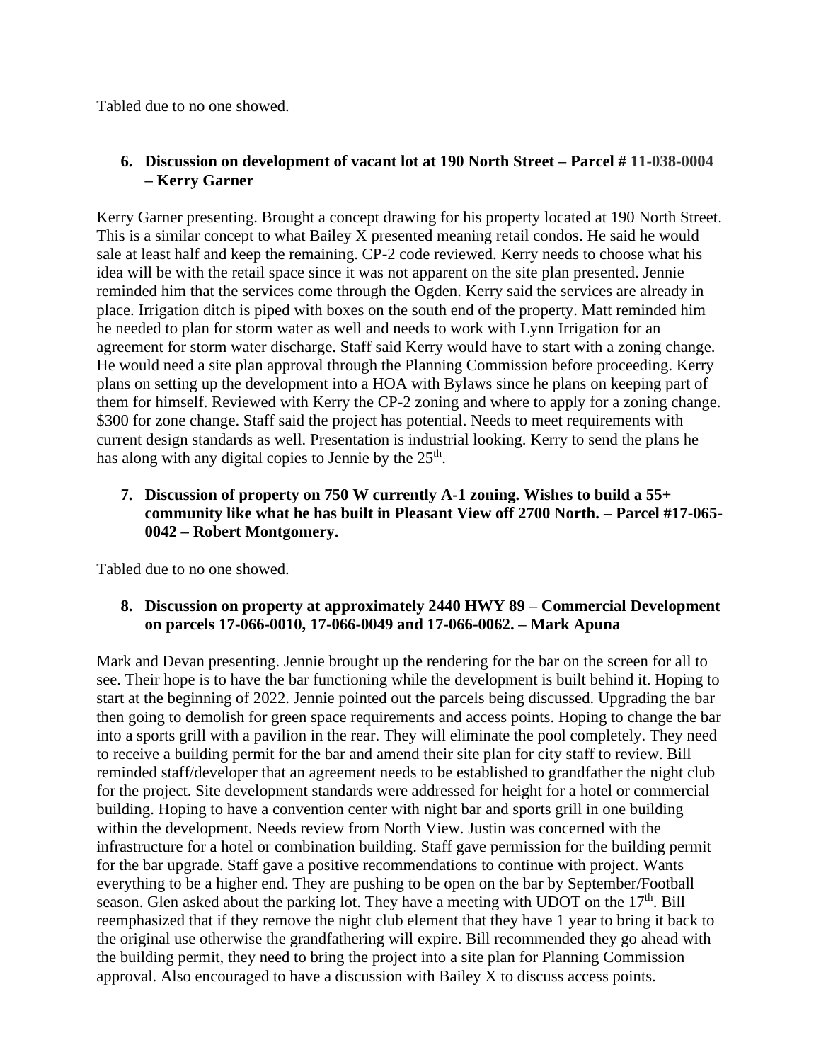Tabled due to no one showed.

6. **Discussion on development of vacant lot at 190 North Street – Parcel # 11-038-0004 – Kerry Garner**

Kerry Garner presenting. Brought a concept drawing for his property located at 190 North Street. This is a similar concept to what Bailey X presented meaning retail condos. He said he would sale at least half and keep the remaining. CP-2 code reviewed. Kerry needs to choose what his idea will be with the retail space since it was not apparent on the site plan presented. Jennie reminded him that the services come through the Ogden. Kerry said the services are already in place. Irrigation ditch is piped with boxes on the south end of the property. Matt reminded him he needed to plan for storm water as well and needs to work with Lynn Irrigation for an agreement for storm water discharge. Staff said Kerry would have to start with a zoning change. He would need a site plan approval through the Planning Commission before proceeding. Kerry plans on setting up the development into a HOA with Bylaws since he plans on keeping part of them for himself. Reviewed with Kerry the CP-2 zoning and where to apply for a zoning change. $300 for zone change. Staff said the project has potential. Needs to meet requirements with current design standards as well. Presentation is industrial looking. Kerry to send the plans he has along with any digital copies to Jennie by the 25th.

7. **Discussion of property on 750 W currently A-1 zoning. Wishes to build a 55+ community like what he has built in Pleasant View off 2700 North. – Parcel #17-065-0042 – Robert Montgomery.**

Tabled due to no one showed.

8. **Discussion on property at approximately 2440 HWY 89 – Commercial Development on parcels 17-066-0010, 17-066-0049 and 17-066-0062. – Mark Apuna**

Mark and Devan presenting. Jennie brought up the rendering for the bar on the screen for all to see. Their hope is to have the bar functioning while the development is built behind it. Hoping to start at the beginning of 2022. Jennie pointed out the parcels being discussed. Upgrading the bar then going to demolish for green space requirements and access points. Hoping to change the bar into a sports grill with a pavilion in the rear. They will eliminate the pool completely. They need to receive a building permit for the bar and amend their site plan for city staff to review. Bill reminded staff/developer that an agreement needs to be established to grandfather the night club for the project. Site development standards were addressed for height for a hotel or commercial building. Hoping to have a convention center with night bar and sports grill in one building within the development. Needs review from North View. Justin was concerned with the infrastructure for a hotel or combination building. Staff gave permission for the building permit for the bar upgrade. Staff gave a positive recommendations to continue with project. Wants everything to be a higher end. They are pushing to be open on the bar by September/Football season. Glen asked about the parking lot. They have a meeting with UDOT on the 17th. Bill reemphasized that if they remove the night club element that they have 1 year to bring it back to the original use otherwise the grandfathering will expire. Bill recommended they go ahead with the building permit, they need to bring the project into a site plan for Planning Commission approval. Also encouraged to have a discussion with Bailey X to discuss access points.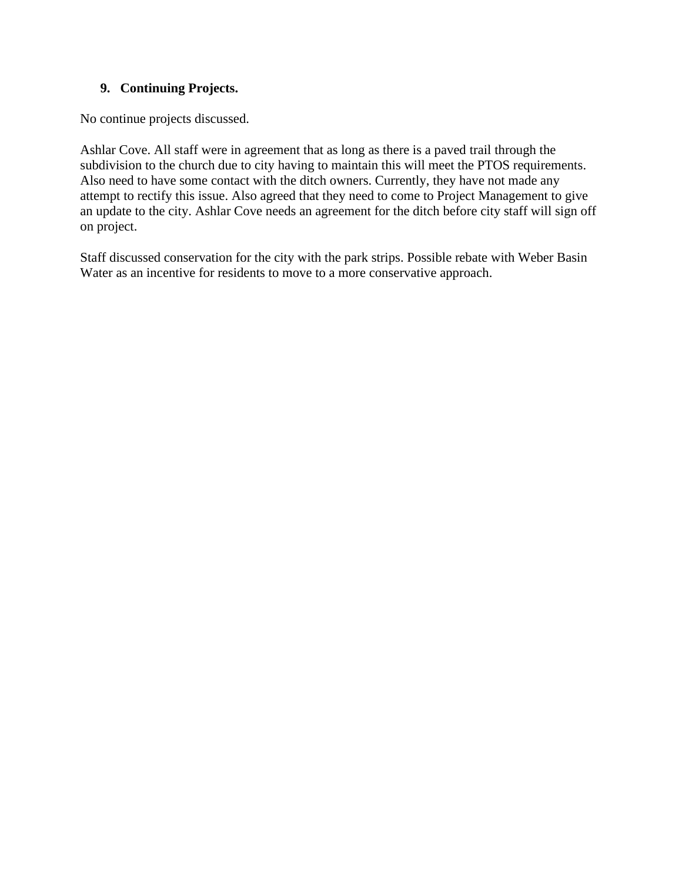9. **Continuing Projects.**

No continue projects discussed.

Ashlar Cove. All staff were in agreement that as long as there is a paved trail through the subdivision to the church due to city having to maintain this will meet the PTOS requirements. Also need to have some contact with the ditch owners. Currently, they have not made any attempt to rectify this issue. Also agreed that they need to come to Project Management to give an update to the city. Ashlar Cove needs an agreement for the ditch before city staff will sign off on project.

Staff discussed conservation for the city with the park strips. Possible rebate with Weber Basin Water as an incentive for residents to move to a more conservative approach.